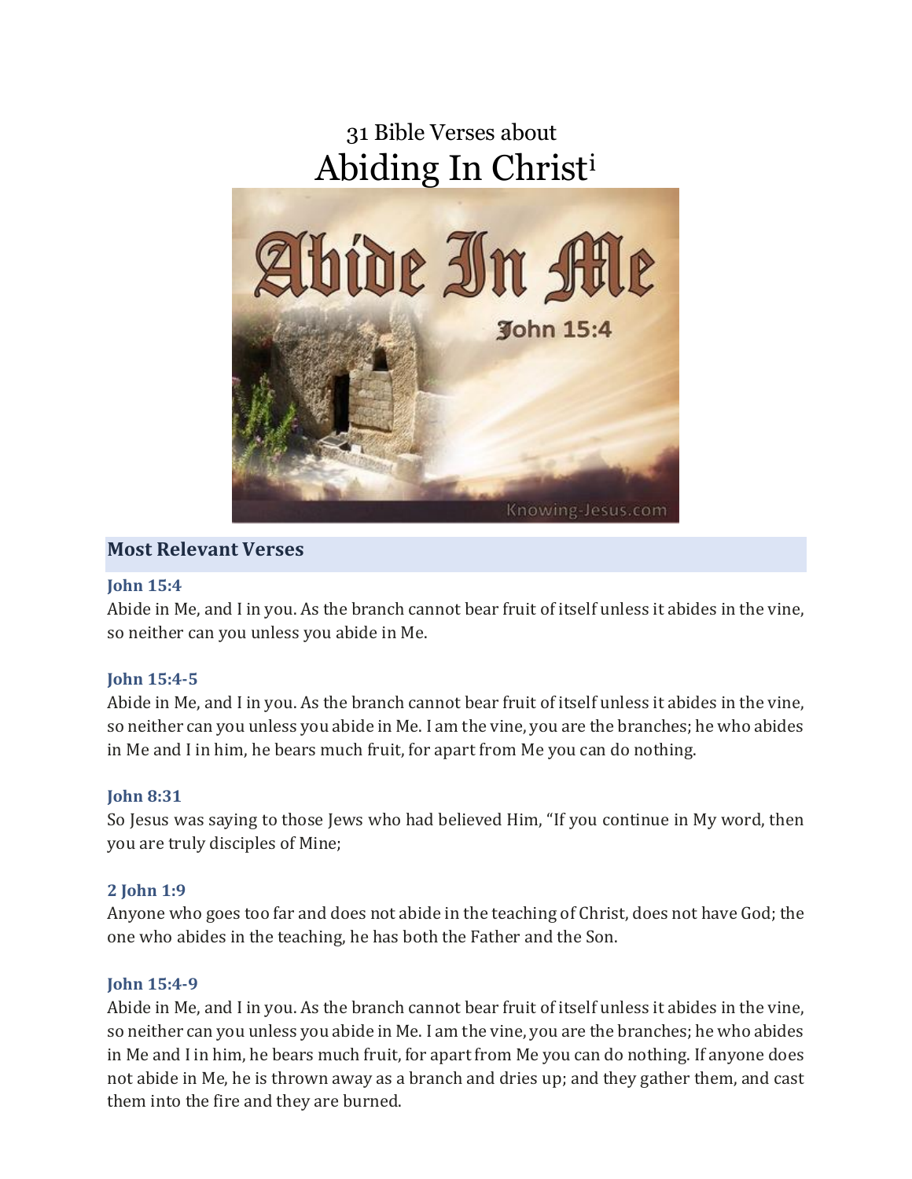# 31 Bible Verses about
# Abiding In Christ[i]

## Most Relevant Verses

**John 15:4**
Abide in Me, and I in you. As the branch cannot bear fruit of itself unless it abides in the vine, so neither can you unless you abide in Me.

**John 15:4-5**
Abide in Me, and I in you. As the branch cannot bear fruit of itself unless it abides in the vine, so neither can you unless you abide in Me. I am the vine, you are the branches; he who abides in Me and I in him, he bears much fruit, for apart from Me you can do nothing.

**John 8:31**
So Jesus was saying to those Jews who had believed Him, "If you continue in My word, then you are truly disciples of Mine;

**2 John 1:9**
Anyone who goes too far and does not abide in the teaching of Christ, does not have God; the one who abides in the teaching, he has both the Father and the Son.

**John 15:4-9**
Abide in Me, and I in you. As the branch cannot bear fruit of itself unless it abides in the vine, so neither can you unless you abide in Me. I am the vine, you are the branches; he who abides in Me and I in him, he bears much fruit, for apart from Me you can do nothing. If anyone does not abide in Me, he is thrown away as a branch and dries up; and they gather them, and cast them into the fire and they are burned.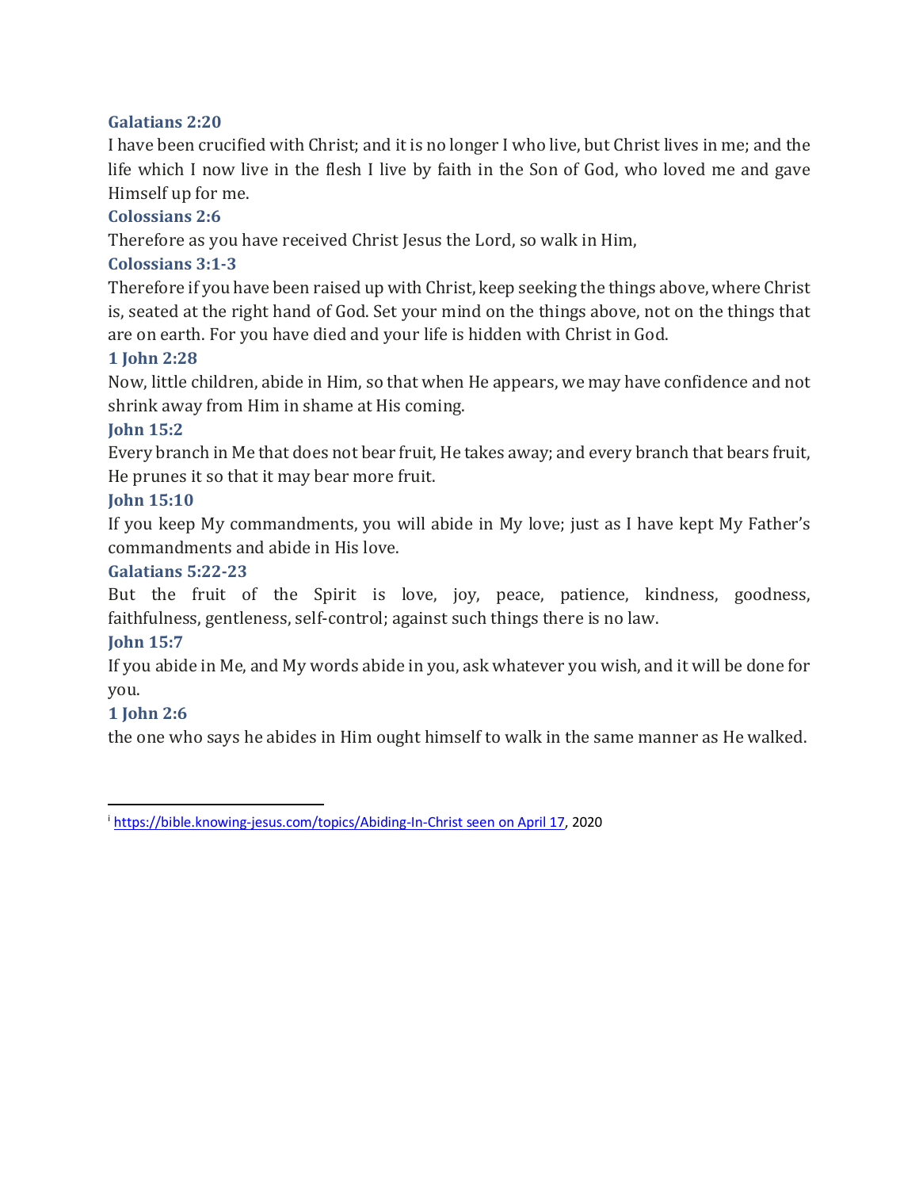**Galatians 2:20**

I have been crucified with Christ; and it is no longer I who live, but Christ lives in me; and the life which I now live in the flesh I live by faith in the Son of God, who loved me and gave Himself up for me.

**Colossians 2:6**

Therefore as you have received Christ Jesus the Lord, so walk in Him,

**Colossians 3:1-3**

Therefore if you have been raised up with Christ, keep seeking the things above, where Christ is, seated at the right hand of God. Set your mind on the things above, not on the things that are on earth. For you have died and your life is hidden with Christ in God.

**1 John 2:28**

Now, little children, abide in Him, so that when He appears, we may have confidence and not shrink away from Him in shame at His coming.

**John 15:2**

Every branch in Me that does not bear fruit, He takes away; and every branch that bears fruit, He prunes it so that it may bear more fruit.

**John 15:10**

If you keep My commandments, you will abide in My love; just as I have kept My Father's commandments and abide in His love.

**Galatians 5:22-23**

But the fruit of the Spirit is love, joy, peace, patience, kindness, goodness, faithfulness, gentleness, self-control; against such things there is no law.

**John 15:7**

If you abide in Me, and My words abide in you, ask whatever you wish, and it will be done for you.

**1 John 2:6**

the one who says he abides in Him ought himself to walk in the same manner as He walked.

---

[i] https://bible.knowing-jesus.com/topics/Abiding-In-Christ seen on April 17, 2020